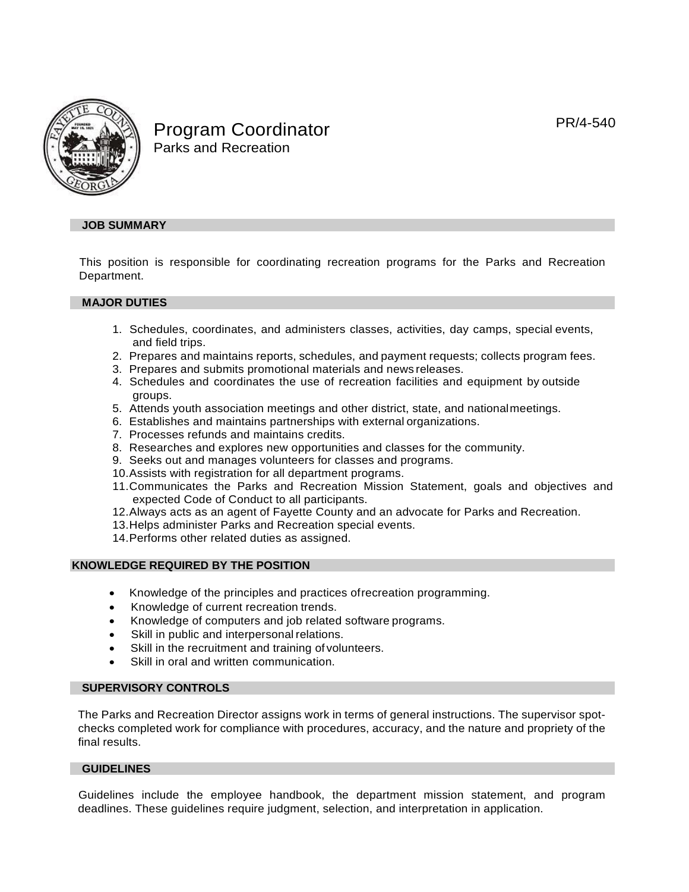# Program Coordinator

Parks and Recreation

PR/4-540

## JOB SUMMARY

This position is responsible for coordinating recreation programs for the Parks and Recreation Department.

## MAJOR DUTIES

1. Schedules, coordinates, and administers classes, activities, day camps, special events, and field trips.
2. Prepares and maintains reports, schedules, and payment requests; collects program fees.
3. Prepares and submits promotional materials and news releases.
4. Schedules and coordinates the use of recreation facilities and equipment by outside groups.
5. Attends youth association meetings and other district, state, and national meetings.
6. Establishes and maintains partnerships with external organizations.
7. Processes refunds and maintains credits.
8. Researches and explores new opportunities and classes for the community.
9. Seeks out and manages volunteers for classes and programs.
10. Assists with registration for all department programs.
11. Communicates the Parks and Recreation Mission Statement, goals and objectives and expected Code of Conduct to all participants.
12. Always acts as an agent of Fayette County and an advocate for Parks and Recreation.
13. Helps administer Parks and Recreation special events.
14. Performs other related duties as assigned.

## KNOWLEDGE REQUIRED BY THE POSITION

- Knowledge of the principles and practices of recreation programming.
- Knowledge of current recreation trends.
- Knowledge of computers and job related software programs.
- Skill in public and interpersonal relations.
- Skill in the recruitment and training of volunteers.
- Skill in oral and written communication.

## SUPERVISORY CONTROLS

The Parks and Recreation Director assigns work in terms of general instructions. The supervisor spot-checks completed work for compliance with procedures, accuracy, and the nature and propriety of the final results.

## GUIDELINES

Guidelines include the employee handbook, the department mission statement, and program deadlines. These guidelines require judgment, selection, and interpretation in application.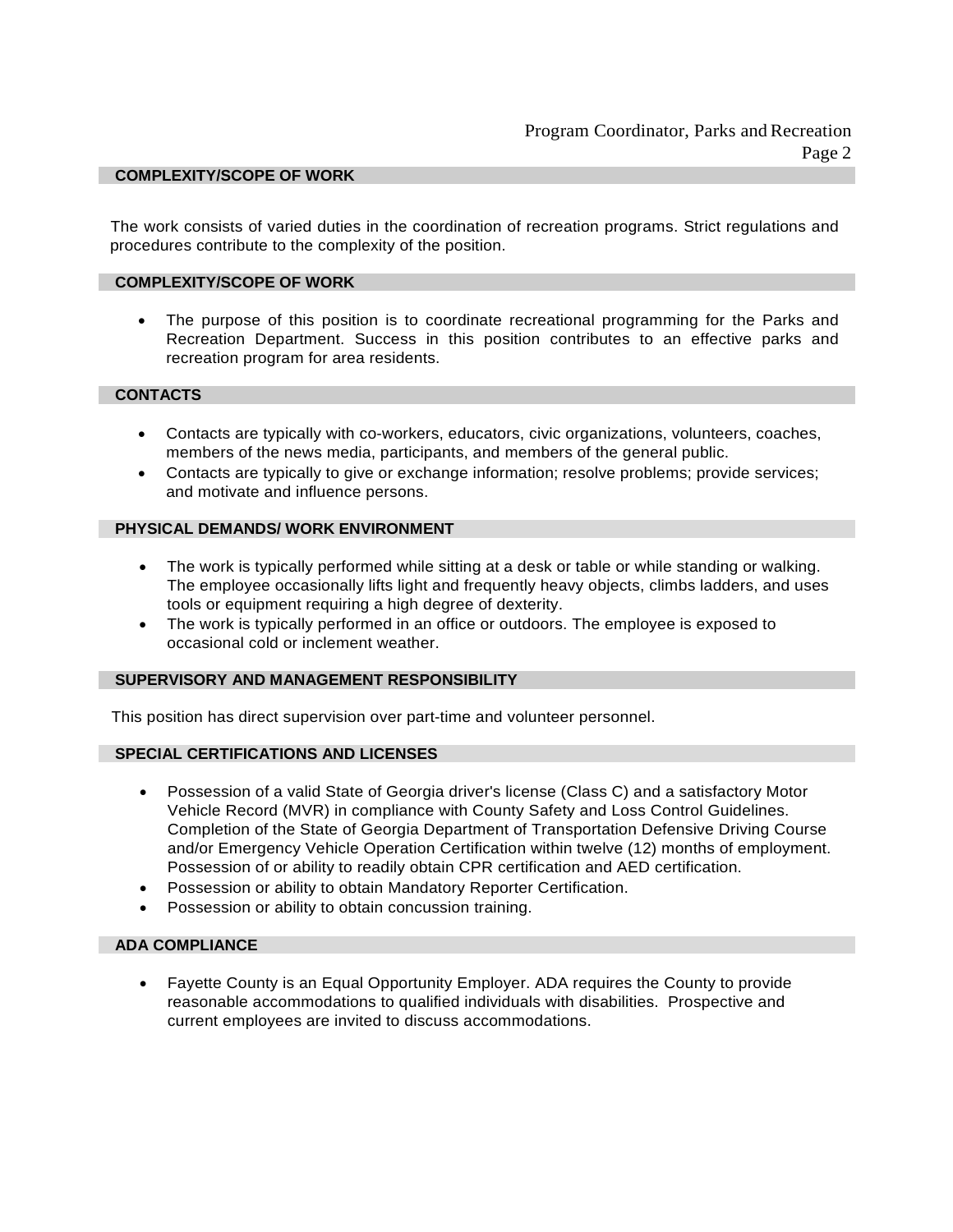## COMPLEXITY/SCOPE OF WORK

The work consists of varied duties in the coordination of recreation programs. Strict regulations and procedures contribute to the complexity of the position.

## COMPLEXITY/SCOPE OF WORK

- The purpose of this position is to coordinate recreational programming for the Parks and Recreation Department. Success in this position contributes to an effective parks and recreation program for area residents.

## CONTACTS

- Contacts are typically with co-workers, educators, civic organizations, volunteers, coaches, members of the news media, participants, and members of the general public.
- Contacts are typically to give or exchange information; resolve problems; provide services; and motivate and influence persons.

## PHYSICAL DEMANDS/ WORK ENVIRONMENT

- The work is typically performed while sitting at a desk or table or while standing or walking. The employee occasionally lifts light and frequently heavy objects, climbs ladders, and uses tools or equipment requiring a high degree of dexterity.
- The work is typically performed in an office or outdoors. The employee is exposed to occasional cold or inclement weather.

## SUPERVISORY AND MANAGEMENT RESPONSIBILITY

This position has direct supervision over part-time and volunteer personnel.

## SPECIAL CERTIFICATIONS AND LICENSES

- Possession of a valid State of Georgia driver's license (Class C) and a satisfactory Motor Vehicle Record (MVR) in compliance with County Safety and Loss Control Guidelines. Completion of the State of Georgia Department of Transportation Defensive Driving Course and/or Emergency Vehicle Operation Certification within twelve (12) months of employment. Possession of or ability to readily obtain CPR certification and AED certification.
- Possession or ability to obtain Mandatory Reporter Certification.
- Possession or ability to obtain concussion training.

## ADA COMPLIANCE

- Fayette County is an Equal Opportunity Employer. ADA requires the County to provide reasonable accommodations to qualified individuals with disabilities. Prospective and current employees are invited to discuss accommodations.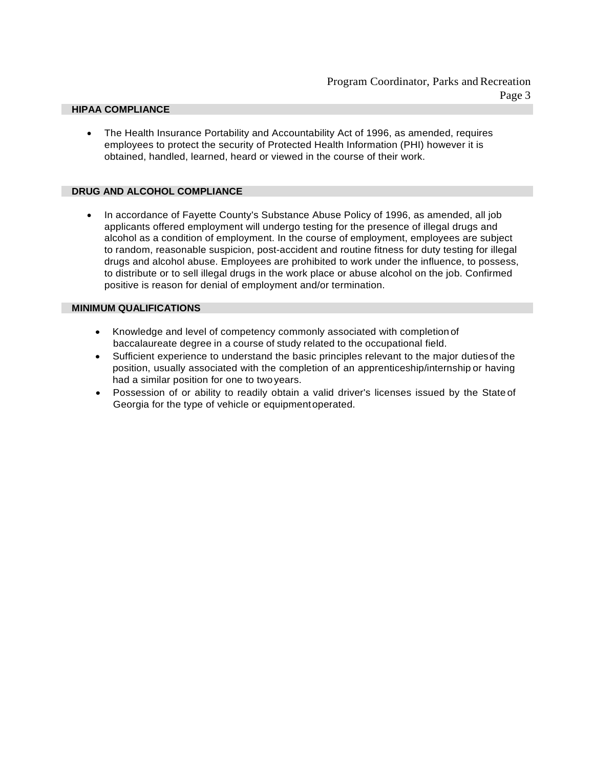## HIPAA COMPLIANCE

- The Health Insurance Portability and Accountability Act of 1996, as amended, requires employees to protect the security of Protected Health Information (PHI) however it is obtained, handled, learned, heard or viewed in the course of their work.

## DRUG AND ALCOHOL COMPLIANCE

- In accordance of Fayette County's Substance Abuse Policy of 1996, as amended, all job applicants offered employment will undergo testing for the presence of illegal drugs and alcohol as a condition of employment. In the course of employment, employees are subject to random, reasonable suspicion, post-accident and routine fitness for duty testing for illegal drugs and alcohol abuse. Employees are prohibited to work under the influence, to possess, to distribute or to sell illegal drugs in the work place or abuse alcohol on the job. Confirmed positive is reason for denial of employment and/or termination.

## MINIMUM QUALIFICATIONS

- Knowledge and level of competency commonly associated with completion of baccalaureate degree in a course of study related to the occupational field.
- Sufficient experience to understand the basic principles relevant to the major duties of the position, usually associated with the completion of an apprenticeship/internship or having had a similar position for one to two years.
- Possession of or ability to readily obtain a valid driver's licenses issued by the State of Georgia for the type of vehicle or equipment operated.